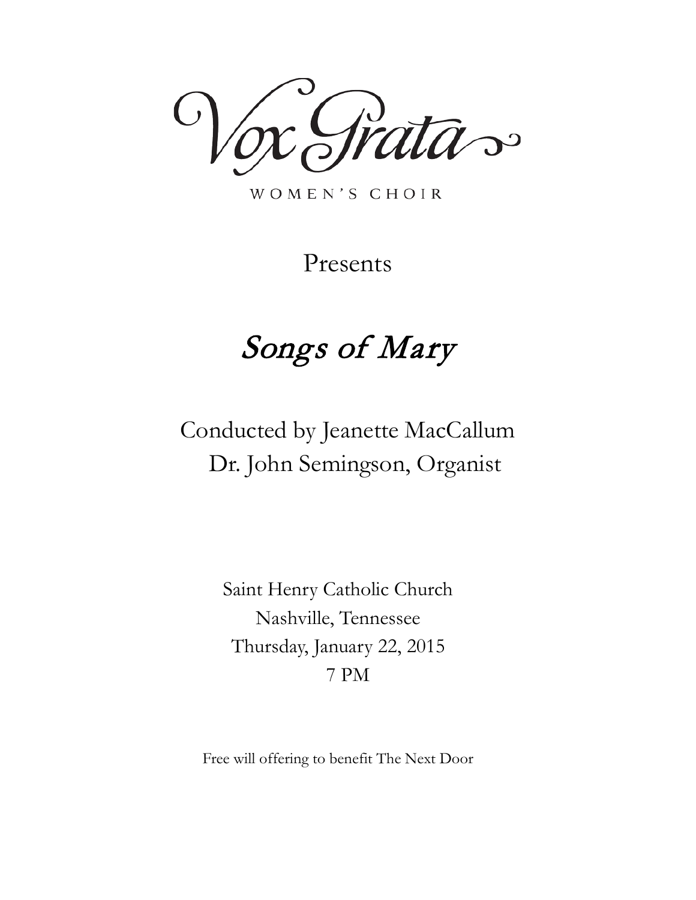# Vox Grata

WOMEN'S CHOIR

Presents

## *Songs of Mary*

Conducted by Jeanette MacCallum
Dr. John Semingson, Organist

Saint Henry Catholic Church
Nashville, Tennessee
Thursday, January 22, 2015
7 PM

Free will offering to benefit The Next Door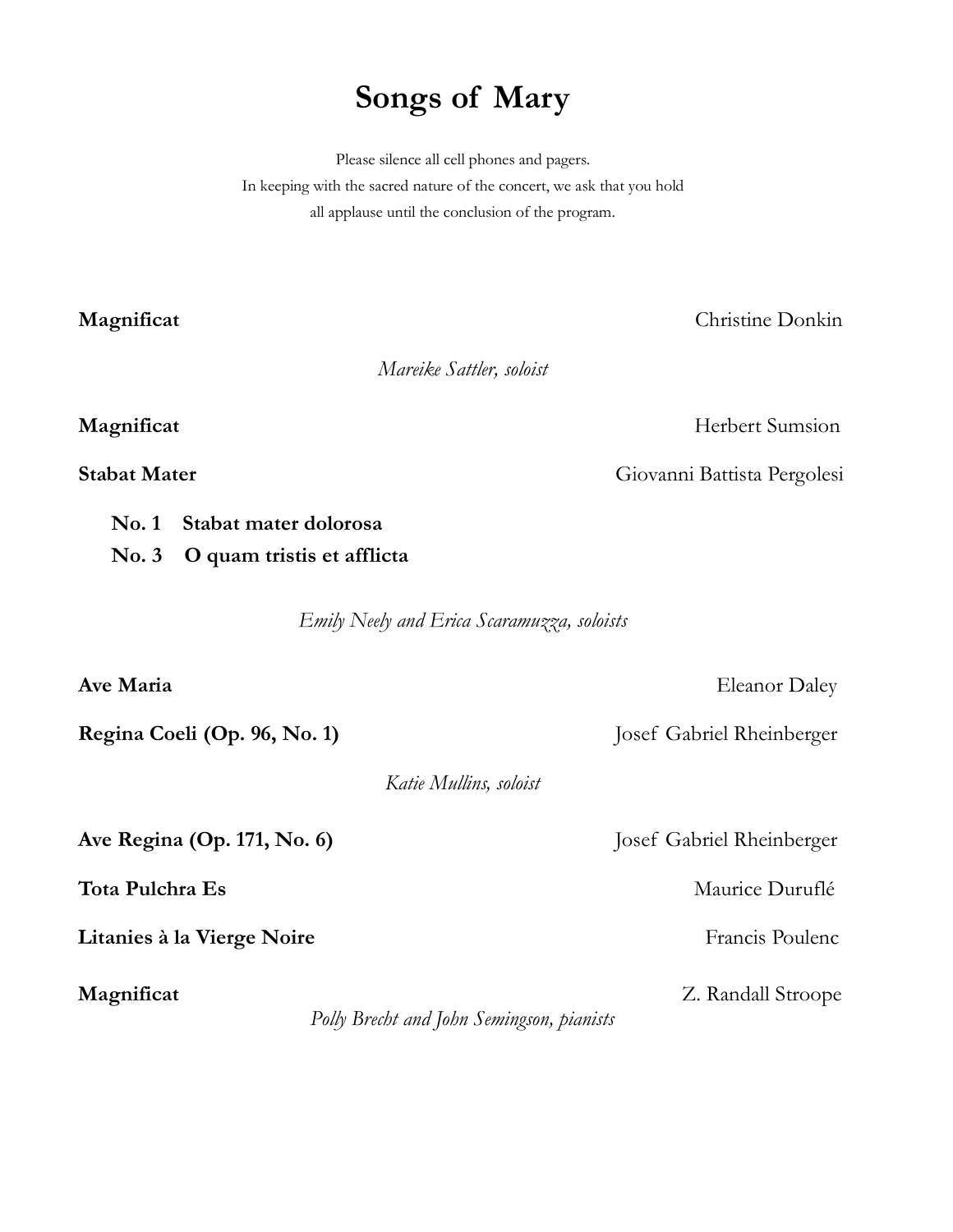# Songs of Mary

Please silence all cell phones and pagers.
In keeping with the sacred nature of the concert, we ask that you hold
all applause until the conclusion of the program.

**Magnificat** — Christine Donkin

*Mareike Sattler, soloist*

**Magnificat** — Herbert Sumsion

**Stabat Mater** — Giovanni Battista Pergolesi

- **No. 1 Stabat mater dolorosa**
- **No. 3 O quam tristis et afflicta**

*Emily Neely and Erica Scaramuzza, soloists*

**Ave Maria** — Eleanor Daley

**Regina Coeli (Op. 96, No. 1)** — Josef Gabriel Rheinberger

*Katie Mullins, soloist*

**Ave Regina (Op. 171, No. 6)** — Josef Gabriel Rheinberger

**Tota Pulchra Es** — Maurice Duruflé

**Litanies à la Vierge Noire** — Francis Poulenc

**Magnificat** — Z. Randall Stroope

*Polly Brecht and John Semingson, pianists*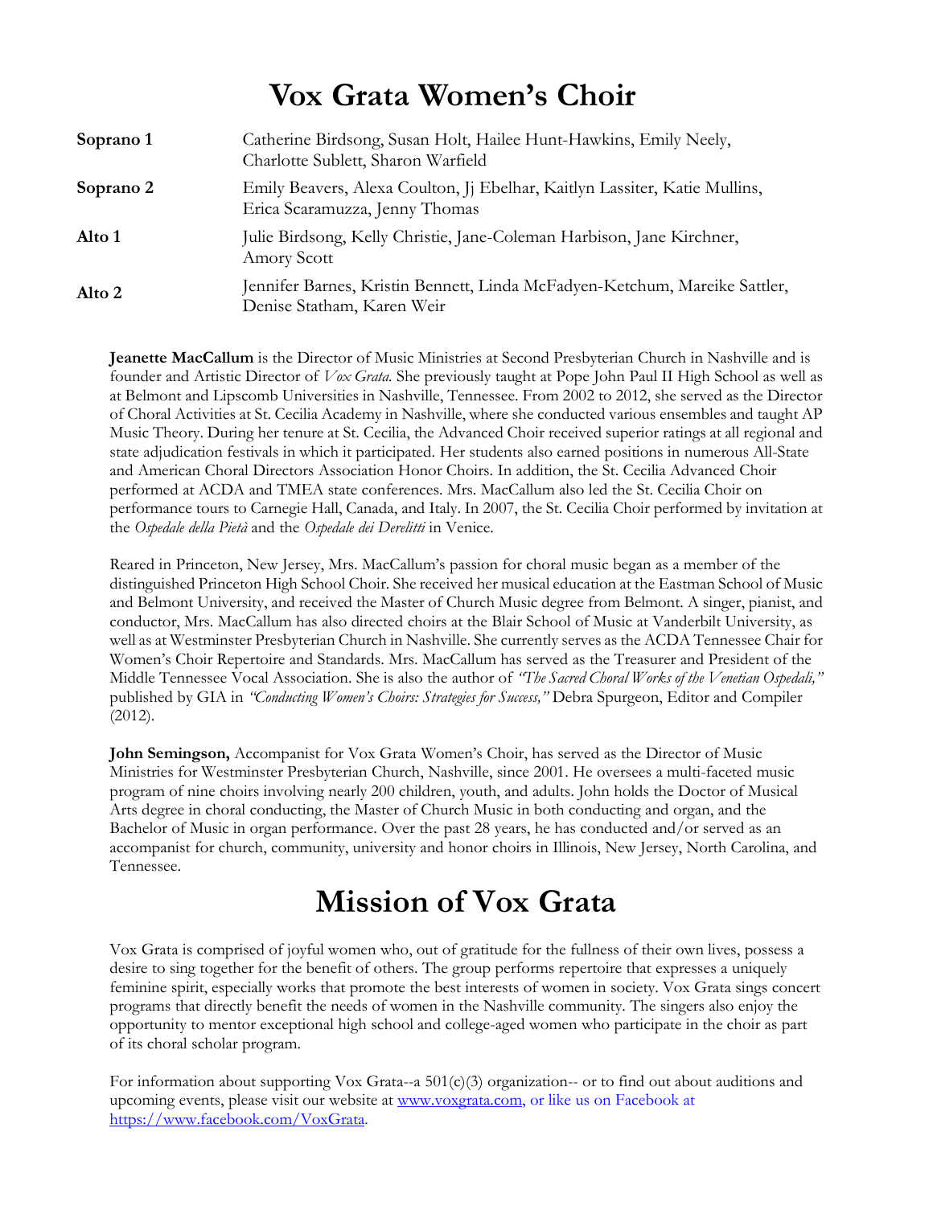# Vox Grata Women's Choir

| | |
|---|---|
| **Soprano 1** | Catherine Birdsong, Susan Holt, Hailee Hunt-Hawkins, Emily Neely, Charlotte Sublett, Sharon Warfield |
| **Soprano 2** | Emily Beavers, Alexa Coulton, Jj Ebelhar, Kaitlyn Lassiter, Katie Mullins, Erica Scaramuzza, Jenny Thomas |
| **Alto 1** | Julie Birdsong, Kelly Christie, Jane-Coleman Harbison, Jane Kirchner, Amory Scott |
| **Alto 2** | Jennifer Barnes, Kristin Bennett, Linda McFadyen-Ketchum, Mareike Sattler, Denise Statham, Karen Weir |

**Jeanette MacCallum** is the Director of Music Ministries at Second Presbyterian Church in Nashville and is founder and Artistic Director of *Vox Grata.* She previously taught at Pope John Paul II High School as well as at Belmont and Lipscomb Universities in Nashville, Tennessee. From 2002 to 2012, she served as the Director of Choral Activities at St. Cecilia Academy in Nashville, where she conducted various ensembles and taught AP Music Theory. During her tenure at St. Cecilia, the Advanced Choir received superior ratings at all regional and state adjudication festivals in which it participated. Her students also earned positions in numerous All-State and American Choral Directors Association Honor Choirs. In addition, the St. Cecilia Advanced Choir performed at ACDA and TMEA state conferences. Mrs. MacCallum also led the St. Cecilia Choir on performance tours to Carnegie Hall, Canada, and Italy. In 2007, the St. Cecilia Choir performed by invitation at the *Ospedale della Pietà* and the *Ospedale dei Derelitti* in Venice.

Reared in Princeton, New Jersey, Mrs. MacCallum's passion for choral music began as a member of the distinguished Princeton High School Choir. She received her musical education at the Eastman School of Music and Belmont University, and received the Master of Church Music degree from Belmont. A singer, pianist, and conductor, Mrs. MacCallum has also directed choirs at the Blair School of Music at Vanderbilt University, as well as at Westminster Presbyterian Church in Nashville. She currently serves as the ACDA Tennessee Chair for Women's Choir Repertoire and Standards. Mrs. MacCallum has served as the Treasurer and President of the Middle Tennessee Vocal Association. She is also the author of *"The Sacred Choral Works of the Venetian Ospedali,"* published by GIA in *"Conducting Women's Choirs: Strategies for Success,"* Debra Spurgeon, Editor and Compiler (2012).

**John Semingson,** Accompanist for Vox Grata Women's Choir, has served as the Director of Music Ministries for Westminster Presbyterian Church, Nashville, since 2001. He oversees a multi-faceted music program of nine choirs involving nearly 200 children, youth, and adults. John holds the Doctor of Musical Arts degree in choral conducting, the Master of Church Music in both conducting and organ, and the Bachelor of Music in organ performance. Over the past 28 years, he has conducted and/or served as an accompanist for church, community, university and honor choirs in Illinois, New Jersey, North Carolina, and Tennessee.

# Mission of Vox Grata

Vox Grata is comprised of joyful women who, out of gratitude for the fullness of their own lives, possess a desire to sing together for the benefit of others. The group performs repertoire that expresses a uniquely feminine spirit, especially works that promote the best interests of women in society. Vox Grata sings concert programs that directly benefit the needs of women in the Nashville community. The singers also enjoy the opportunity to mentor exceptional high school and college-aged women who participate in the choir as part of its choral scholar program.

For information about supporting Vox Grata--a 501(c)(3) organization-- or to find out about auditions and upcoming events, please visit our website at www.voxgrata.com, or like us on Facebook at https://www.facebook.com/VoxGrata.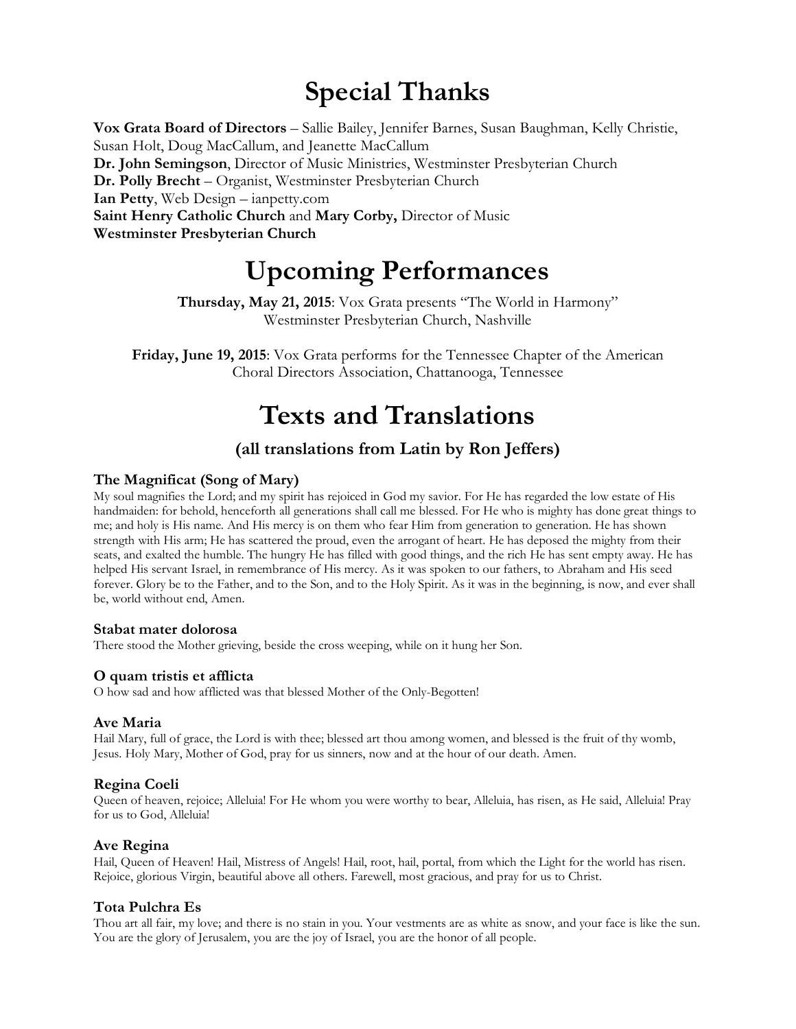# Special Thanks

**Vox Grata Board of Directors** – Sallie Bailey, Jennifer Barnes, Susan Baughman, Kelly Christie, Susan Holt, Doug MacCallum, and Jeanette MacCallum
**Dr. John Semingson**, Director of Music Ministries, Westminster Presbyterian Church
**Dr. Polly Brecht** – Organist, Westminster Presbyterian Church
**Ian Petty**, Web Design – ianpetty.com
**Saint Henry Catholic Church** and **Mary Corby,** Director of Music
**Westminster Presbyterian Church**

# Upcoming Performances

**Thursday, May 21, 2015**: Vox Grata presents "The World in Harmony"
Westminster Presbyterian Church, Nashville

**Friday, June 19, 2015**: Vox Grata performs for the Tennessee Chapter of the American Choral Directors Association, Chattanooga, Tennessee

# Texts and Translations

## (all translations from Latin by Ron Jeffers)

### The Magnificat (Song of Mary)

My soul magnifies the Lord; and my spirit has rejoiced in God my savior. For He has regarded the low estate of His handmaiden: for behold, henceforth all generations shall call me blessed. For He who is mighty has done great things to me; and holy is His name. And His mercy is on them who fear Him from generation to generation. He has shown strength with His arm; He has scattered the proud, even the arrogant of heart. He has deposed the mighty from their seats, and exalted the humble. The hungry He has filled with good things, and the rich He has sent empty away. He has helped His servant Israel, in remembrance of His mercy. As it was spoken to our fathers, to Abraham and His seed forever. Glory be to the Father, and to the Son, and to the Holy Spirit. As it was in the beginning, is now, and ever shall be, world without end, Amen.

### Stabat mater dolorosa

There stood the Mother grieving, beside the cross weeping, while on it hung her Son.

### O quam tristis et afflicta

O how sad and how afflicted was that blessed Mother of the Only-Begotten!

### Ave Maria

Hail Mary, full of grace, the Lord is with thee; blessed art thou among women, and blessed is the fruit of thy womb, Jesus. Holy Mary, Mother of God, pray for us sinners, now and at the hour of our death. Amen.

### Regina Coeli

Queen of heaven, rejoice; Alleluia! For He whom you were worthy to bear, Alleluia, has risen, as He said, Alleluia! Pray for us to God, Alleluia!

### Ave Regina

Hail, Queen of Heaven! Hail, Mistress of Angels! Hail, root, hail, portal, from which the Light for the world has risen. Rejoice, glorious Virgin, beautiful above all others. Farewell, most gracious, and pray for us to Christ.

### Tota Pulchra Es

Thou art all fair, my love; and there is no stain in you. Your vestments are as white as snow, and your face is like the sun. You are the glory of Jerusalem, you are the joy of Israel, you are the honor of all people.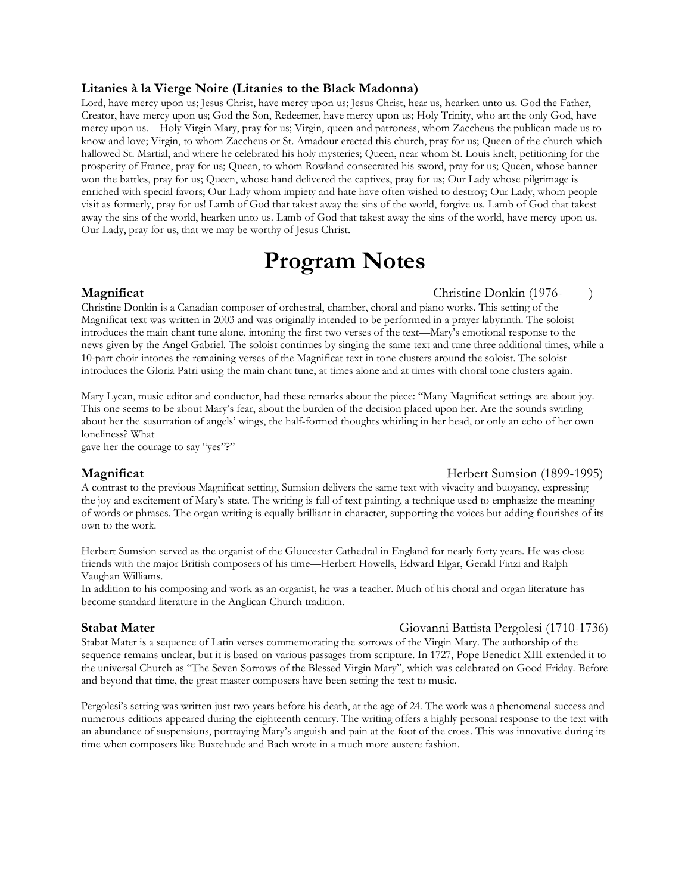**Litanies à la Vierge Noire (Litanies to the Black Madonna)**
Lord, have mercy upon us; Jesus Christ, have mercy upon us; Jesus Christ, hear us, hearken unto us. God the Father, Creator, have mercy upon us; God the Son, Redeemer, have mercy upon us; Holy Trinity, who art the only God, have mercy upon us. Holy Virgin Mary, pray for us; Virgin, queen and patroness, whom Zaccheus the publican made us to know and love; Virgin, to whom Zaccheus or St. Amadour erected this church, pray for us; Queen of the church which hallowed St. Martial, and where he celebrated his holy mysteries; Queen, near whom St. Louis knelt, petitioning for the prosperity of France, pray for us; Queen, to whom Rowland consecrated his sword, pray for us; Queen, whose banner won the battles, pray for us; Queen, whose hand delivered the captives, pray for us; Our Lady whose pilgrimage is enriched with special favors; Our Lady whom impiety and hate have often wished to destroy; Our Lady, whom people visit as formerly, pray for us! Lamb of God that takest away the sins of the world, forgive us. Lamb of God that takest away the sins of the world, hearken unto us. Lamb of God that takest away the sins of the world, have mercy upon us. Our Lady, pray for us, that we may be worthy of Jesus Christ.

# Program Notes

**Magnificat** Christine Donkin (1976- )

Christine Donkin is a Canadian composer of orchestral, chamber, choral and piano works. This setting of the Magnificat text was written in 2003 and was originally intended to be performed in a prayer labyrinth. The soloist introduces the main chant tune alone, intoning the first two verses of the text—Mary's emotional response to the news given by the Angel Gabriel. The soloist continues by singing the same text and tune three additional times, while a 10-part choir intones the remaining verses of the Magnificat text in tone clusters around the soloist. The soloist introduces the Gloria Patri using the main chant tune, at times alone and at times with choral tone clusters again.

Mary Lycan, music editor and conductor, had these remarks about the piece: "Many Magnificat settings are about joy. This one seems to be about Mary's fear, about the burden of the decision placed upon her. Are the sounds swirling about her the susurration of angels' wings, the half-formed thoughts whirling in her head, or only an echo of her own loneliness? What gave her the courage to say "yes"?"

**Magnificat** Herbert Sumsion (1899-1995)

A contrast to the previous Magnificat setting, Sumsion delivers the same text with vivacity and buoyancy, expressing the joy and excitement of Mary's state. The writing is full of text painting, a technique used to emphasize the meaning of words or phrases. The organ writing is equally brilliant in character, supporting the voices but adding flourishes of its own to the work.

Herbert Sumsion served as the organist of the Gloucester Cathedral in England for nearly forty years. He was close friends with the major British composers of his time—Herbert Howells, Edward Elgar, Gerald Finzi and Ralph Vaughan Williams.
In addition to his composing and work as an organist, he was a teacher. Much of his choral and organ literature has become standard literature in the Anglican Church tradition.

**Stabat Mater** Giovanni Battista Pergolesi (1710-1736)

Stabat Mater is a sequence of Latin verses commemorating the sorrows of the Virgin Mary. The authorship of the sequence remains unclear, but it is based on various passages from scripture. In 1727, Pope Benedict XIII extended it to the universal Church as "The Seven Sorrows of the Blessed Virgin Mary", which was celebrated on Good Friday. Before and beyond that time, the great master composers have been setting the text to music.

Pergolesi's setting was written just two years before his death, at the age of 24. The work was a phenomenal success and numerous editions appeared during the eighteenth century. The writing offers a highly personal response to the text with an abundance of suspensions, portraying Mary's anguish and pain at the foot of the cross. This was innovative during its time when composers like Buxtehude and Bach wrote in a much more austere fashion.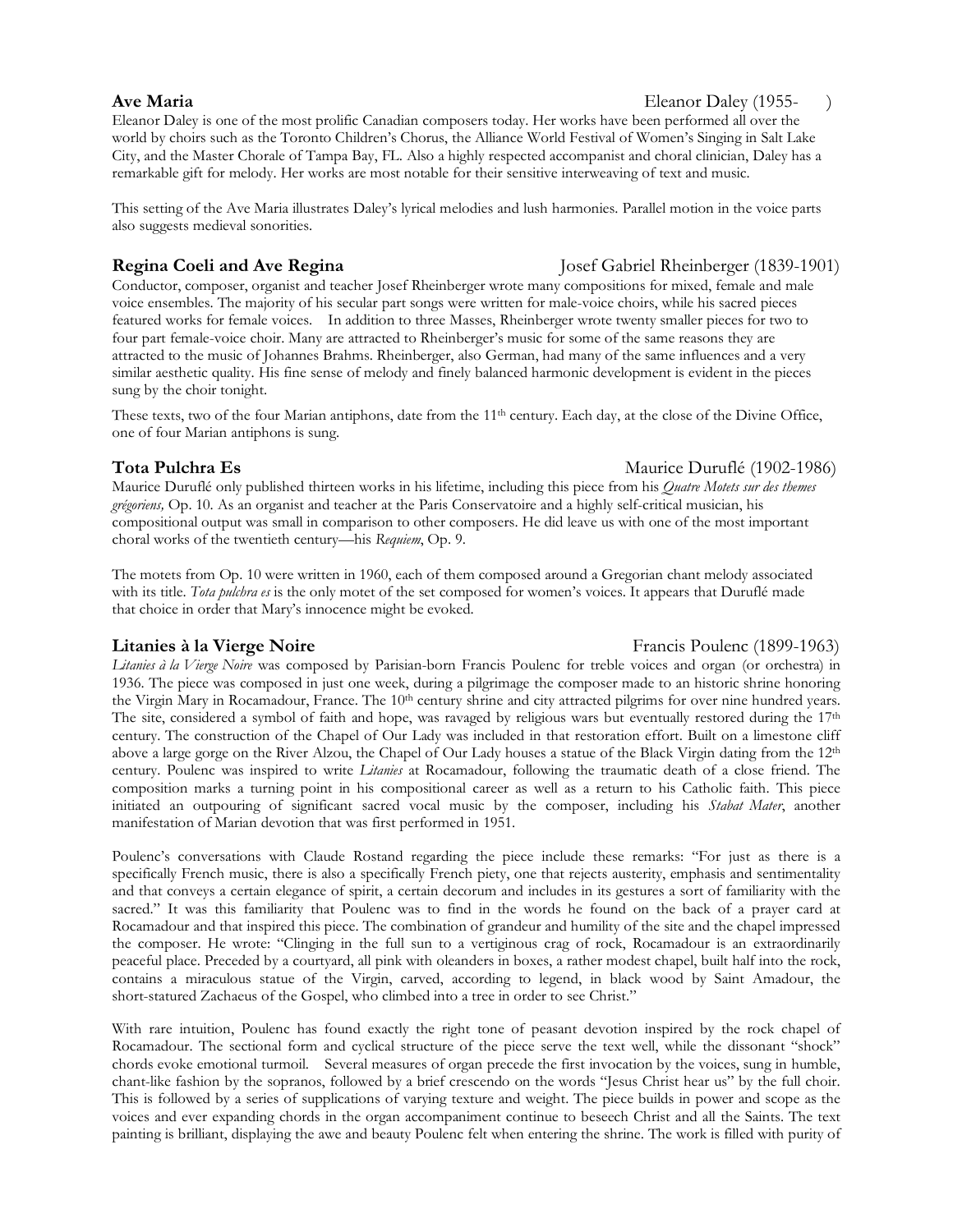**Ave Maria** Eleanor Daley (1955- )

Eleanor Daley is one of the most prolific Canadian composers today. Her works have been performed all over the world by choirs such as the Toronto Children's Chorus, the Alliance World Festival of Women's Singing in Salt Lake City, and the Master Chorale of Tampa Bay, FL. Also a highly respected accompanist and choral clinician, Daley has a remarkable gift for melody. Her works are most notable for their sensitive interweaving of text and music.

This setting of the Ave Maria illustrates Daley's lyrical melodies and lush harmonies. Parallel motion in the voice parts also suggests medieval sonorities.

**Regina Coeli and Ave Regina** Josef Gabriel Rheinberger (1839-1901)

Conductor, composer, organist and teacher Josef Rheinberger wrote many compositions for mixed, female and male voice ensembles. The majority of his secular part songs were written for male-voice choirs, while his sacred pieces featured works for female voices. In addition to three Masses, Rheinberger wrote twenty smaller pieces for two to four part female-voice choir. Many are attracted to Rheinberger's music for some of the same reasons they are attracted to the music of Johannes Brahms. Rheinberger, also German, had many of the same influences and a very similar aesthetic quality. His fine sense of melody and finely balanced harmonic development is evident in the pieces sung by the choir tonight.

These texts, two of the four Marian antiphons, date from the 11th century. Each day, at the close of the Divine Office, one of four Marian antiphons is sung.

**Tota Pulchra Es** Maurice Duruflé (1902-1986)

Maurice Duruflé only published thirteen works in his lifetime, including this piece from his *Quatre Motets sur des themes grégoriens,* Op. 10. As an organist and teacher at the Paris Conservatoire and a highly self-critical musician, his compositional output was small in comparison to other composers. He did leave us with one of the most important choral works of the twentieth century—his *Requiem*, Op. 9.

The motets from Op. 10 were written in 1960, each of them composed around a Gregorian chant melody associated with its title. *Tota pulchra es* is the only motet of the set composed for women's voices. It appears that Duruflé made that choice in order that Mary's innocence might be evoked.

**Litanies à la Vierge Noire** Francis Poulenc (1899-1963)

*Litanies à la Vierge Noire* was composed by Parisian-born Francis Poulenc for treble voices and organ (or orchestra) in 1936. The piece was composed in just one week, during a pilgrimage the composer made to an historic shrine honoring the Virgin Mary in Rocamadour, France. The 10th century shrine and city attracted pilgrims for over nine hundred years. The site, considered a symbol of faith and hope, was ravaged by religious wars but eventually restored during the 17th century. The construction of the Chapel of Our Lady was included in that restoration effort. Built on a limestone cliff above a large gorge on the River Alzou, the Chapel of Our Lady houses a statue of the Black Virgin dating from the 12th century. Poulenc was inspired to write *Litanies* at Rocamadour, following the traumatic death of a close friend. The composition marks a turning point in his compositional career as well as a return to his Catholic faith. This piece initiated an outpouring of significant sacred vocal music by the composer, including his *Stabat Mater*, another manifestation of Marian devotion that was first performed in 1951.

Poulenc's conversations with Claude Rostand regarding the piece include these remarks: "For just as there is a specifically French music, there is also a specifically French piety, one that rejects austerity, emphasis and sentimentality and that conveys a certain elegance of spirit, a certain decorum and includes in its gestures a sort of familiarity with the sacred." It was this familiarity that Poulenc was to find in the words he found on the back of a prayer card at Rocamadour and that inspired this piece. The combination of grandeur and humility of the site and the chapel impressed the composer. He wrote: "Clinging in the full sun to a vertiginous crag of rock, Rocamadour is an extraordinarily peaceful place. Preceded by a courtyard, all pink with oleanders in boxes, a rather modest chapel, built half into the rock, contains a miraculous statue of the Virgin, carved, according to legend, in black wood by Saint Amadour, the short-statured Zachaeus of the Gospel, who climbed into a tree in order to see Christ."

With rare intuition, Poulenc has found exactly the right tone of peasant devotion inspired by the rock chapel of Rocamadour. The sectional form and cyclical structure of the piece serve the text well, while the dissonant "shock" chords evoke emotional turmoil. Several measures of organ precede the first invocation by the voices, sung in humble, chant-like fashion by the sopranos, followed by a brief crescendo on the words "Jesus Christ hear us" by the full choir. This is followed by a series of supplications of varying texture and weight. The piece builds in power and scope as the voices and ever expanding chords in the organ accompaniment continue to beseech Christ and all the Saints. The text painting is brilliant, displaying the awe and beauty Poulenc felt when entering the shrine. The work is filled with purity of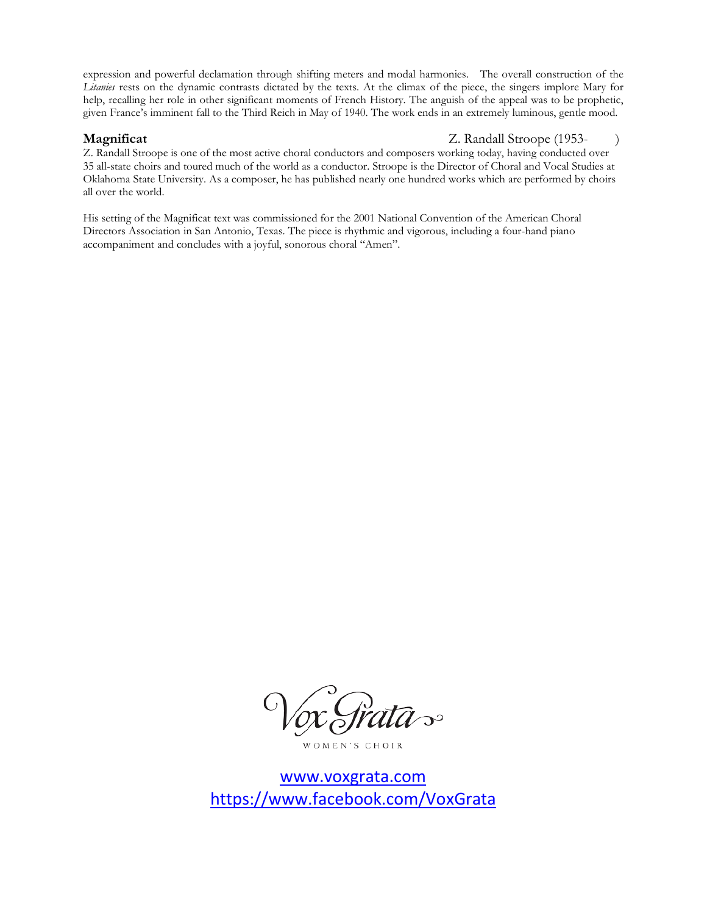expression and powerful declamation through shifting meters and modal harmonies. The overall construction of the *Litanies* rests on the dynamic contrasts dictated by the texts. At the climax of the piece, the singers implore Mary for help, recalling her role in other significant moments of French History. The anguish of the appeal was to be prophetic, given France's imminent fall to the Third Reich in May of 1940. The work ends in an extremely luminous, gentle mood.

**Magnificat** Z. Randall Stroope (1953- )

Z. Randall Stroope is one of the most active choral conductors and composers working today, having conducted over 35 all-state choirs and toured much of the world as a conductor. Stroope is the Director of Choral and Vocal Studies at Oklahoma State University. As a composer, he has published nearly one hundred works which are performed by choirs all over the world.

His setting of the Magnificat text was commissioned for the 2001 National Convention of the American Choral Directors Association in San Antonio, Texas. The piece is rhythmic and vigorous, including a four-hand piano accompaniment and concludes with a joyful, sonorous choral "Amen".

Vox Grata

WOMEN'S CHOIR

www.voxgrata.com

https://www.facebook.com/VoxGrata